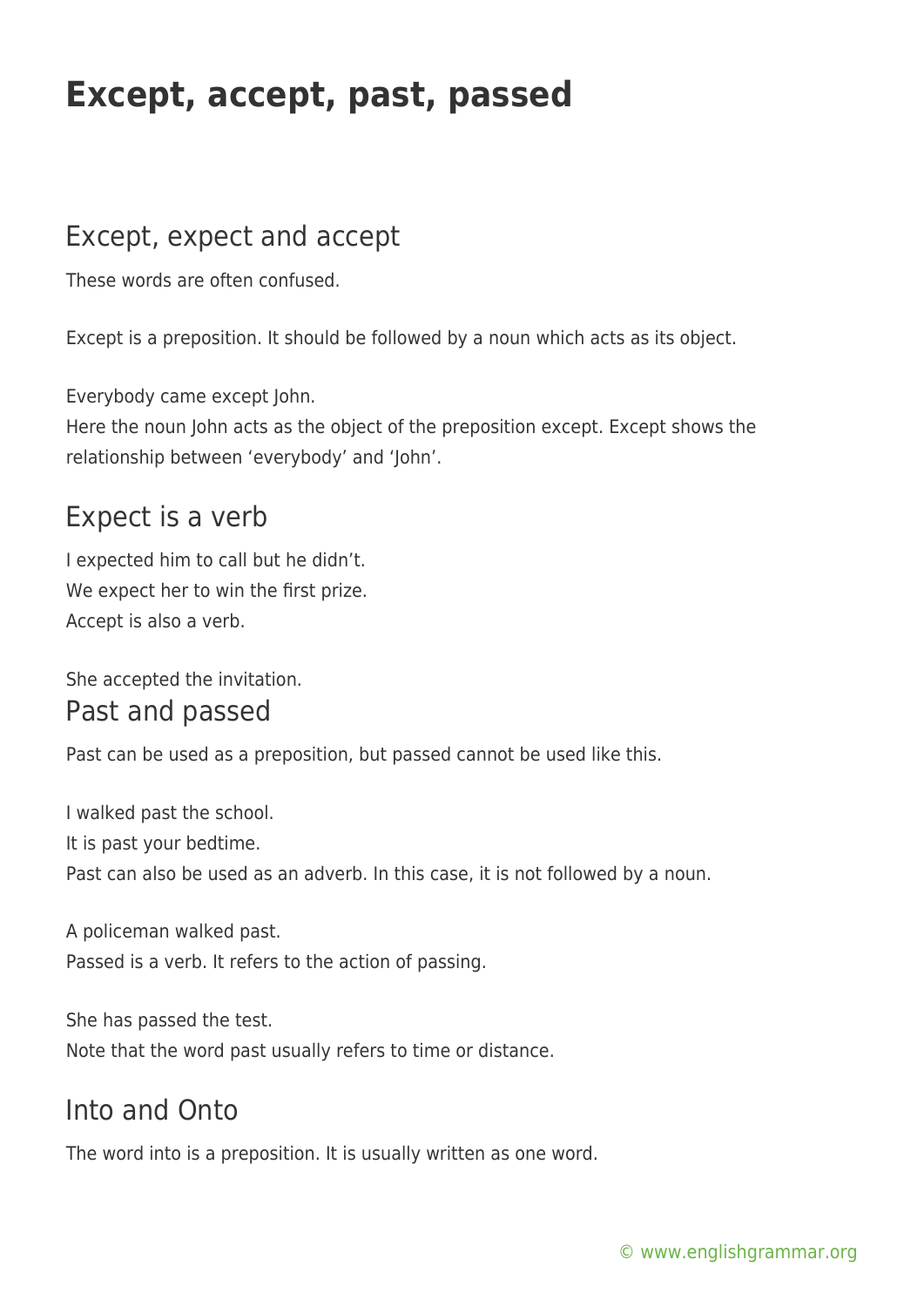# Except, accept, past, passed

## Except, expect and accept

These words are often confused.

Except is a preposition. It should be followed by a noun which acts as its object.

Everybody came except John.
Here the noun John acts as the object of the preposition except. Except shows the relationship between 'everybody' and 'John'.

## Expect is a verb

I expected him to call but he didn't.
We expect her to win the first prize.
Accept is also a verb.

She accepted the invitation.

## Past and passed

Past can be used as a preposition, but passed cannot be used like this.

I walked past the school.
It is past your bedtime.
Past can also be used as an adverb. In this case, it is not followed by a noun.

A policeman walked past.
Passed is a verb. It refers to the action of passing.

She has passed the test.
Note that the word past usually refers to time or distance.

## Into and Onto

The word into is a preposition. It is usually written as one word.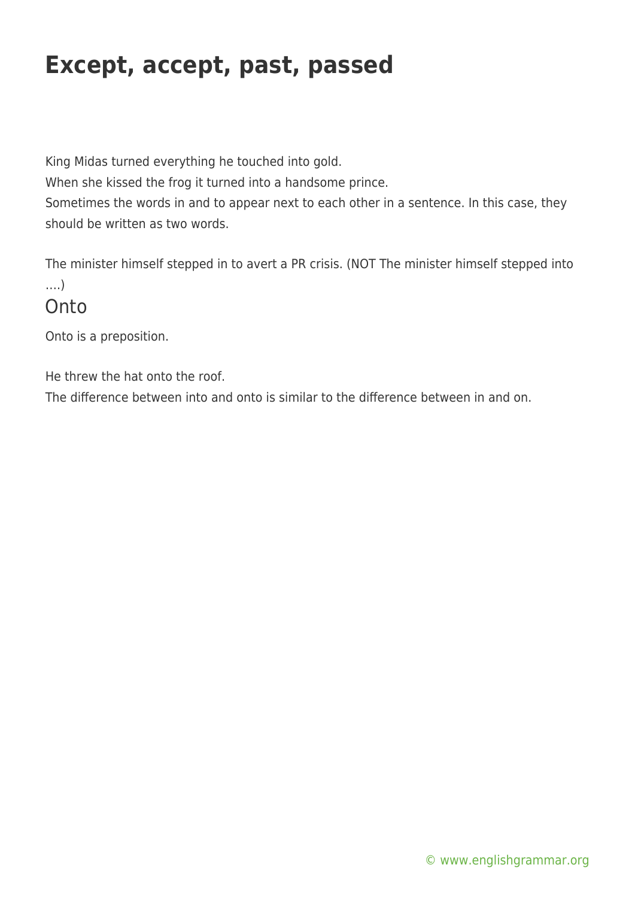# Except, accept, past, passed

King Midas turned everything he touched into gold.

When she kissed the frog it turned into a handsome prince.

Sometimes the words in and to appear next to each other in a sentence. In this case, they should be written as two words.

The minister himself stepped in to avert a PR crisis. (NOT The minister himself stepped into ….)

## Onto

Onto is a preposition.

He threw the hat onto the roof.

The difference between into and onto is similar to the difference between in and on.